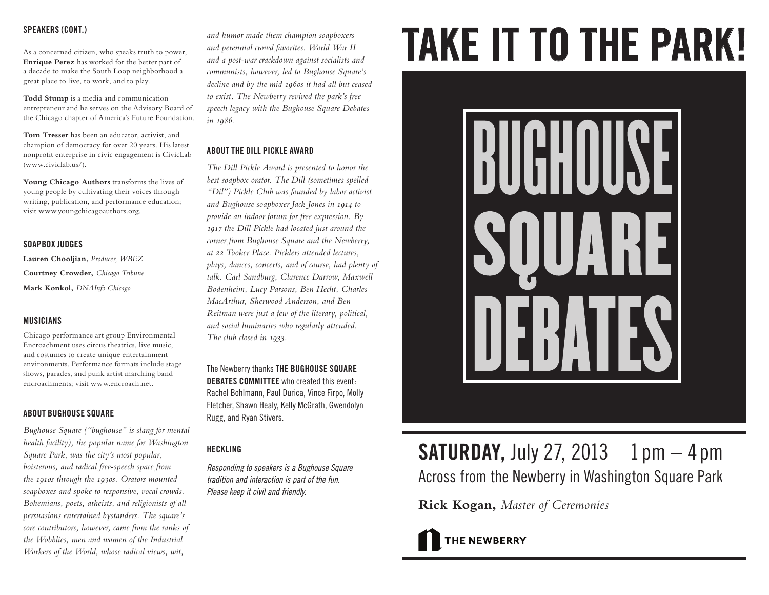### SPEAKERS (CONT.)

As a concerned citizen, who speaks truth to power, **Enrique Perez** has worked for the better part of a decade to make the South Loop neighborhood a great place to live, to work, and to play.

**Todd Stump** is a media and communication entrepreneur and he serves on the Advisory Board of the Chicago chapter of America's Future Foundation.

**Tom Tresser** has been an educator, activist, and champion of democracy for over 20 years. His latest nonprofit enterprise in civic engagement is CivicLab (www.civiclab.us/).

**Young Chicago Authors** transforms the lives of young people by cultivating their voices through writing, publication, and performance education; visit www.youngchicagoauthors.org.

### SOAPBOX JUDGES

**Lauren Chooljian,** *Producer, WBEZ*

**Courtney Crowder,** *Chicago Tribune*

**Mark Konkol,** *DNAInfo Chicago*

### MUSICIANS

Chicago performance art group Environmental Encroachment uses circus theatrics, live music, and costumes to create unique entertainment environments. Performance formats include stage shows, parades, and punk artist marching band encroachments; visit www.encroach.net.

### ABOUT BUGHOUSE SQUARE

*Bughouse Square ("bughouse" is slang for mental health facility), the popular name for Washington Square Park, was the city's most popular, boisterous, and radical free-speech space from the 1910s through the 1930s. Orators mounted soapboxes and spoke to responsive, vocal crowds. Bohemians, poets, atheists, and religionists of all persuasions entertained bystanders. The square's core contributors, however, came from the ranks of the Wobblies, men and women of the Industrial Workers of the World, whose radical views, wit, and humor made them champion soapboxers and perennial crowd favorites. World War II and a post-war crackdown against socialists and communists, however, led to Bughouse Square's decline and by the mid 1960s it had all but ceased to exist. The Newberry revived the park's free speech legacy with the Bughouse Square Debates in 1986.*

### ABOUT THE DILL PICKLE AWARD

*The Dill Pickle Award is presented to honor the best soapbox orator. The Dill (sometimes spelled "Dil") Pickle Club was founded by labor activist and Bughouse soapboxer Jack Jones in 1914 to provide an indoor forum for free expression. By 1917 the Dill Pickle had located just around the corner from Bughouse Square and the Newberry, at 22 Tooker Place. Picklers attended lectures, plays, dances, concerts, and of course, had plenty of talk. Carl Sandburg, Clarence Darrow, Maxwell Bodenheim, Lucy Parsons, Ben Hecht, Charles MacArthur, Sherwood Anderson, and Ben Reitman were just a few of the literary, political, and social luminaries who regularly attended. The club closed in 1933.*

The Newberry thanks **THE BUGHOUSE SQUARE DEBATES COMMITTEE** who created this event: Rachel Bohlmann, Paul Durica, Vince Firpo, Molly Fletcher, Shawn Healy, Kelly McGrath, Gwendolyn Rugg, and Ryan Stivers.

### HECKLING

*Responding to speakers is a Bughouse Square tradition and interaction is part of the fun. Please keep it civil and friendly.*

# TAKE IT TO THE PARK!

# BUGHOUSE SQUARE DEBATES

## **SATURDAY,** July 27, 2013 1 pm – 4 pm

Across from the Newberry in Washington Square Park

**Rick Kogan,** *Master of Ceremonies*

THE NEWBERRY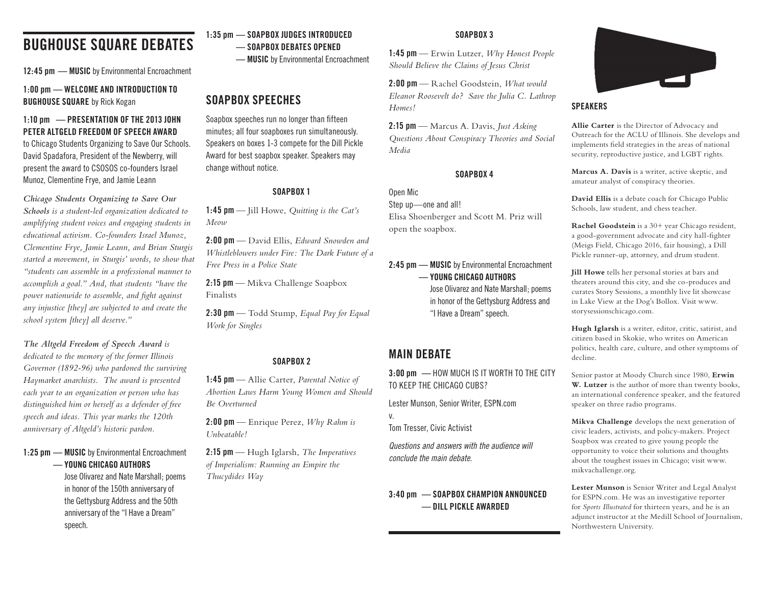# BUGHOUSE SQUARE DEBATES

**12:45 pm — MUSIC** by Environmental Encroachment

**1:00 pm — WELCOME AND INTRODUCTION TO BUGHOUSE SQUARE** by Rick Kogan

**1:10 pm — PRESENTATION OF THE 2013 JOHN PETER ALTGELD FREEDOM OF SPEECH AWARD** to Chicago Students Organizing to Save Our Schools. David Spadafora, President of the Newberry, will present the award to CSOSOS co-founders Israel Munoz, Clementine Frye, and Jamie Leann

*Chicago Students Organizing to Save Our Schools is a student-led organization dedicated to amplifying student voices and engaging students in educational activism. Co-founders Israel Munoz, Clementine Frye, Jamie Leann, and Brian Sturgis started a movement, in Sturgis' words, to show that "students can assemble in a professional manner to accomplish a goal." And, that students "have the power nationwide to assemble, and fight against any injustice [they] are subjected to and create the school system [they] all deserve."*

*The Altgeld Freedom of Speech Award is dedicated to the memory of the former Illinois Governor (1892-96) who pardoned the surviving Haymarket anarchists. The award is presented each year to an organization or person who has distinguished him or herself as a defender of free speech and ideas. This year marks the 120th anniversary of Altgeld's historic pardon.*

**1:25 pm — MUSIC** by Environmental Encroachment
**— YOUNG CHICAGO AUTHORS**
Jose Olivarez and Nate Marshall; poems in honor of the 150th anniversary of the Gettysburg Address and the 50th anniversary of the "I Have a Dream" speech.

**1:35 pm — SOAPBOX JUDGES INTRODUCED**
**— SOAPBOX DEBATES OPENED**
**— MUSIC** by Environmental Encroachment

## SOAPBOX SPEECHES

Soapbox speeches run no longer than fifteen minutes; all four soapboxes run simultaneously. Speakers on boxes 1-3 compete for the Dill Pickle Award for best soapbox speaker. Speakers may change without notice.

### SOAPBOX 1

**1:45 pm** — Jill Howe, *Quitting is the Cat's Meow*

**2:00 pm** — David Ellis, *Edward Snowden and Whistleblowers under Fire: The Dark Future of a Free Press in a Police State*

**2:15 pm** — Mikva Challenge Soapbox Finalists

**2:30 pm** — Todd Stump, *Equal Pay for Equal Work for Singles*

### SOAPBOX 2

**1:45 pm** — Allie Carter, *Parental Notice of Abortion Laws Harm Young Women and Should Be Overturned*

**2:00 pm** — Enrique Perez, *Why Rahm is Unbeatable!*

**2:15 pm** — Hugh Iglarsh, *The Imperatives of Imperialism: Running an Empire the Thucydides Way*

### SOAPBOX 3

**1:45 pm** — Erwin Lutzer, *Why Honest People Should Believe the Claims of Jesus Christ*

**2:00 pm** — Rachel Goodstein, *What would Eleanor Roosevelt do? Save the Julia C. Lathrop Homes!*

**2:15 pm** — Marcus A. Davis, *Just Asking Questions About Conspiracy Theories and Social Media*

### SOAPBOX 4

Open Mic
Step up—one and all!
Elisa Shoenberger and Scott M. Priz will open the soapbox.

**2:45 pm — MUSIC** by Environmental Encroachment
**— YOUNG CHICAGO AUTHORS**
Jose Olivarez and Nate Marshall; poems in honor of the Gettysburg Address and "I Have a Dream" speech.

## MAIN DEBATE

**3:00 pm** — HOW MUCH IS IT WORTH TO THE CITY TO KEEP THE CHICAGO CUBS?

Lester Munson, Senior Writer, ESPN.com
v.
Tom Tresser, Civic Activist

*Questions and answers with the audience will conclude the main debate.*

**3:40 pm — SOAPBOX CHAMPION ANNOUNCED**
**— DILL PICKLE AWARDED**

### SPEAKERS

**Allie Carter** is the Director of Advocacy and Outreach for the ACLU of Illinois. She develops and implements field strategies in the areas of national security, reproductive justice, and LGBT rights.

**Marcus A. Davis** is a writer, active skeptic, and amateur analyst of conspiracy theories.

**David Ellis** is a debate coach for Chicago Public Schools, law student, and chess teacher.

**Rachel Goodstein** is a 30+ year Chicago resident, a good-government advocate and city hall-fighter (Meigs Field, Chicago 2016, fair housing), a Dill Pickle runner-up, attorney, and drum student.

**Jill Howe** tells her personal stories at bars and theaters around this city, and she co-produces and curates Story Sessions, a monthly live lit showcase in Lake View at the Dog's Bollox. Visit www.storysessionschicago.com.

**Hugh Iglarsh** is a writer, editor, critic, satirist, and citizen based in Skokie, who writes on American politics, health care, culture, and other symptoms of decline.

Senior pastor at Moody Church since 1980, **Erwin W. Lutzer** is the author of more than twenty books, an international conference speaker, and the featured speaker on three radio programs.

**Mikva Challenge** develops the next generation of civic leaders, activists, and policy-makers. Project Soapbox was created to give young people the opportunity to voice their solutions and thoughts about the toughest issues in Chicago; visit www.mikvachallenge.org.

**Lester Munson** is Senior Writer and Legal Analyst for ESPN.com. He was an investigative reporter for *Sports Illustrated* for thirteen years, and he is an adjunct instructor at the Medill School of Journalism, Northwestern University.